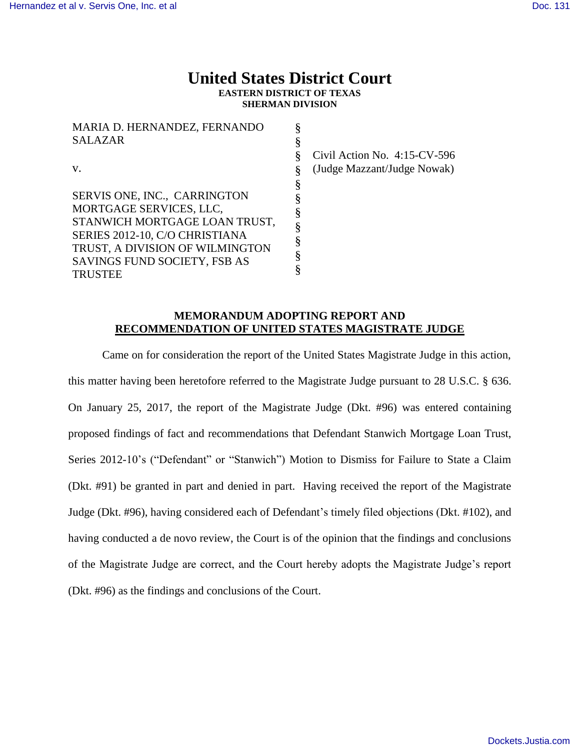# United States District Court
**EASTERN DISTRICT OF TEXAS**
**SHERMAN DIVISION**

| | | |
|---|---|---|
| MARIA D. HERNANDEZ, FERNANDO SALAZAR | § | |
| | § | |
| v. | § | Civil Action No. 4:15-CV-596 |
| | § | (Judge Mazzant/Judge Nowak) |
| SERVIS ONE, INC., CARRINGTON MORTGAGE SERVICES, LLC, STANWICH MORTGAGE LOAN TRUST, SERIES 2012-10, C/O CHRISTIANA TRUST, A DIVISION OF WILMINGTON SAVINGS FUND SOCIETY, FSB AS TRUSTEE | § | |

## MEMORANDUM ADOPTING REPORT AND RECOMMENDATION OF UNITED STATES MAGISTRATE JUDGE

Came on for consideration the report of the United States Magistrate Judge in this action, this matter having been heretofore referred to the Magistrate Judge pursuant to 28 U.S.C. § 636. On January 25, 2017, the report of the Magistrate Judge (Dkt. #96) was entered containing proposed findings of fact and recommendations that Defendant Stanwich Mortgage Loan Trust, Series 2012-10's ("Defendant" or "Stanwich") Motion to Dismiss for Failure to State a Claim (Dkt. #91) be granted in part and denied in part. Having received the report of the Magistrate Judge (Dkt. #96), having considered each of Defendant's timely filed objections (Dkt. #102), and having conducted a de novo review, the Court is of the opinion that the findings and conclusions of the Magistrate Judge are correct, and the Court hereby adopts the Magistrate Judge's report (Dkt. #96) as the findings and conclusions of the Court.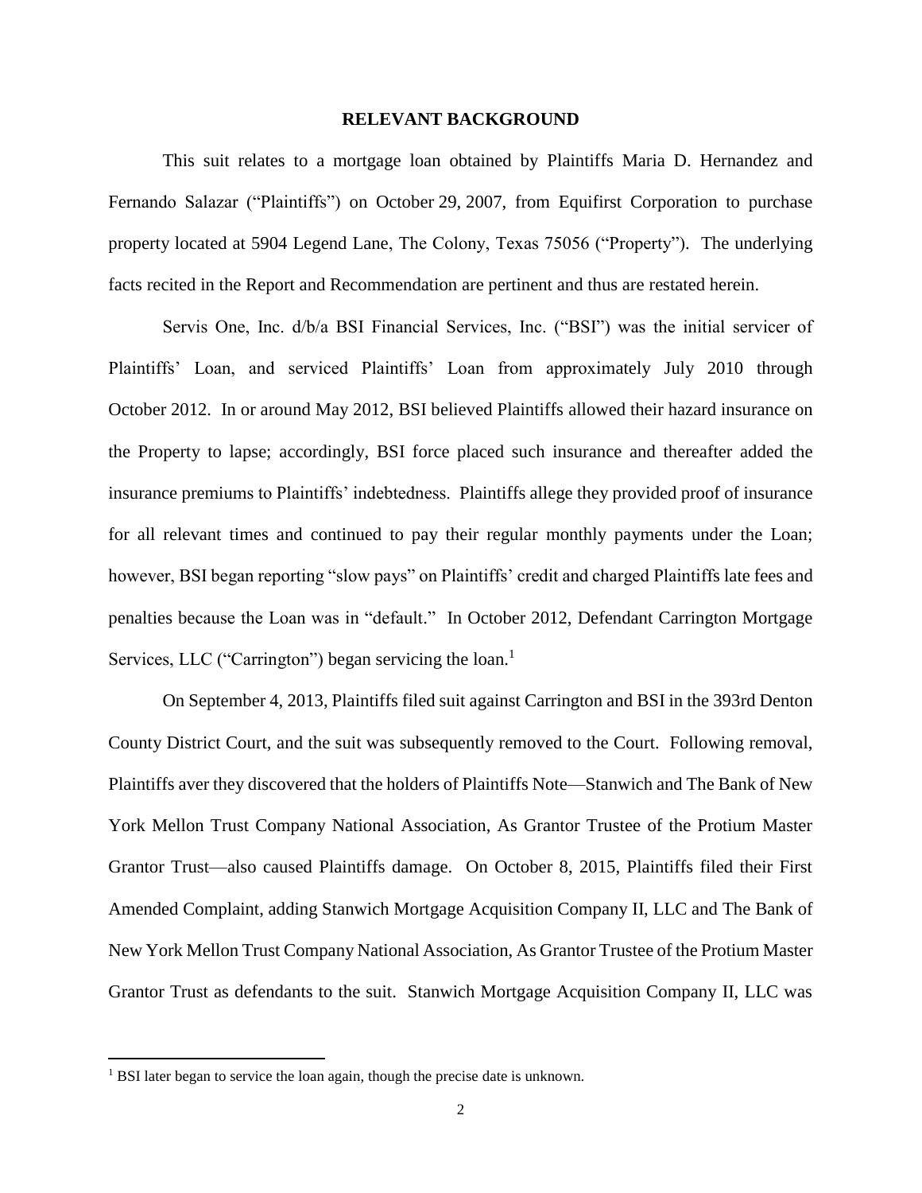## RELEVANT BACKGROUND

This suit relates to a mortgage loan obtained by Plaintiffs Maria D. Hernandez and Fernando Salazar ("Plaintiffs") on October 29, 2007, from Equifirst Corporation to purchase property located at 5904 Legend Lane, The Colony, Texas 75056 ("Property"). The underlying facts recited in the Report and Recommendation are pertinent and thus are restated herein.

Servis One, Inc. d/b/a BSI Financial Services, Inc. ("BSI") was the initial servicer of Plaintiffs' Loan, and serviced Plaintiffs' Loan from approximately July 2010 through October 2012. In or around May 2012, BSI believed Plaintiffs allowed their hazard insurance on the Property to lapse; accordingly, BSI force placed such insurance and thereafter added the insurance premiums to Plaintiffs' indebtedness. Plaintiffs allege they provided proof of insurance for all relevant times and continued to pay their regular monthly payments under the Loan; however, BSI began reporting "slow pays" on Plaintiffs' credit and charged Plaintiffs late fees and penalties because the Loan was in "default." In October 2012, Defendant Carrington Mortgage Services, LLC ("Carrington") began servicing the loan.[1]

On September 4, 2013, Plaintiffs filed suit against Carrington and BSI in the 393rd Denton County District Court, and the suit was subsequently removed to the Court. Following removal, Plaintiffs aver they discovered that the holders of Plaintiffs Note—Stanwich and The Bank of New York Mellon Trust Company National Association, As Grantor Trustee of the Protium Master Grantor Trust—also caused Plaintiffs damage. On October 8, 2015, Plaintiffs filed their First Amended Complaint, adding Stanwich Mortgage Acquisition Company II, LLC and The Bank of New York Mellon Trust Company National Association, As Grantor Trustee of the Protium Master Grantor Trust as defendants to the suit. Stanwich Mortgage Acquisition Company II, LLC was

---

[1] BSI later began to service the loan again, though the precise date is unknown.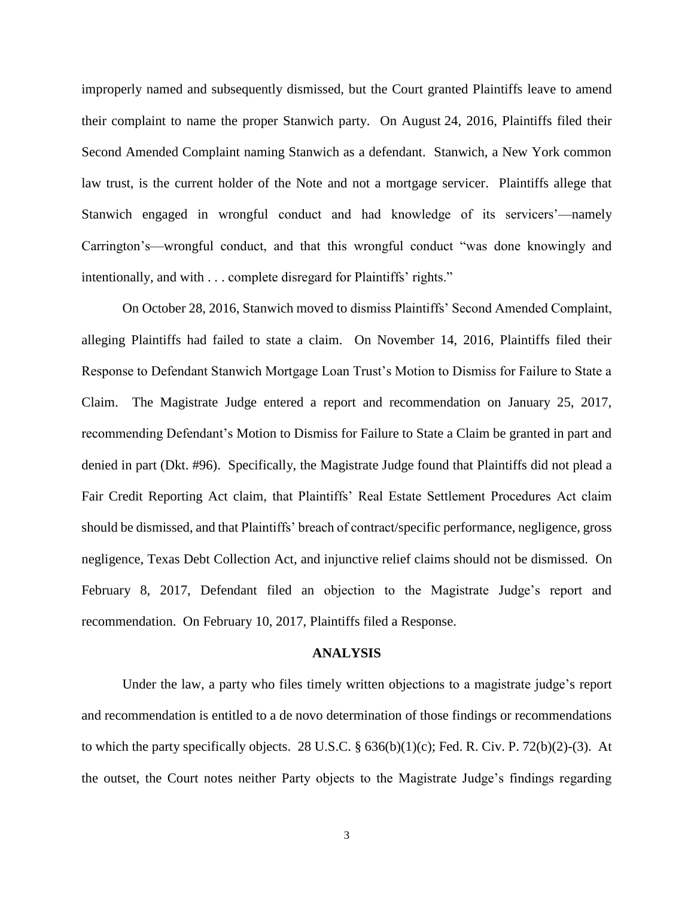improperly named and subsequently dismissed, but the Court granted Plaintiffs leave to amend their complaint to name the proper Stanwich party. On August 24, 2016, Plaintiffs filed their Second Amended Complaint naming Stanwich as a defendant. Stanwich, a New York common law trust, is the current holder of the Note and not a mortgage servicer. Plaintiffs allege that Stanwich engaged in wrongful conduct and had knowledge of its servicers'—namely Carrington's—wrongful conduct, and that this wrongful conduct "was done knowingly and intentionally, and with . . . complete disregard for Plaintiffs' rights."

On October 28, 2016, Stanwich moved to dismiss Plaintiffs' Second Amended Complaint, alleging Plaintiffs had failed to state a claim. On November 14, 2016, Plaintiffs filed their Response to Defendant Stanwich Mortgage Loan Trust's Motion to Dismiss for Failure to State a Claim. The Magistrate Judge entered a report and recommendation on January 25, 2017, recommending Defendant's Motion to Dismiss for Failure to State a Claim be granted in part and denied in part (Dkt. #96). Specifically, the Magistrate Judge found that Plaintiffs did not plead a Fair Credit Reporting Act claim, that Plaintiffs' Real Estate Settlement Procedures Act claim should be dismissed, and that Plaintiffs' breach of contract/specific performance, negligence, gross negligence, Texas Debt Collection Act, and injunctive relief claims should not be dismissed. On February 8, 2017, Defendant filed an objection to the Magistrate Judge's report and recommendation. On February 10, 2017, Plaintiffs filed a Response.

## ANALYSIS

Under the law, a party who files timely written objections to a magistrate judge's report and recommendation is entitled to a de novo determination of those findings or recommendations to which the party specifically objects. 28 U.S.C. § 636(b)(1)(c); Fed. R. Civ. P. 72(b)(2)-(3). At the outset, the Court notes neither Party objects to the Magistrate Judge's findings regarding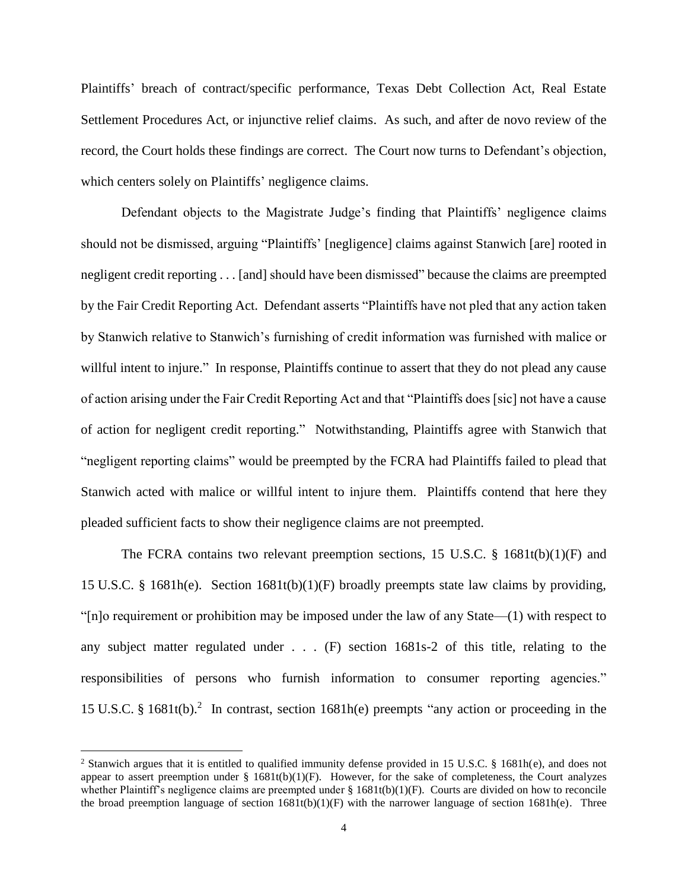Plaintiffs' breach of contract/specific performance, Texas Debt Collection Act, Real Estate Settlement Procedures Act, or injunctive relief claims. As such, and after de novo review of the record, the Court holds these findings are correct. The Court now turns to Defendant's objection, which centers solely on Plaintiffs' negligence claims.

Defendant objects to the Magistrate Judge's finding that Plaintiffs' negligence claims should not be dismissed, arguing "Plaintiffs' [negligence] claims against Stanwich [are] rooted in negligent credit reporting . . . [and] should have been dismissed" because the claims are preempted by the Fair Credit Reporting Act. Defendant asserts "Plaintiffs have not pled that any action taken by Stanwich relative to Stanwich's furnishing of credit information was furnished with malice or willful intent to injure." In response, Plaintiffs continue to assert that they do not plead any cause of action arising under the Fair Credit Reporting Act and that "Plaintiffs does [sic] not have a cause of action for negligent credit reporting." Notwithstanding, Plaintiffs agree with Stanwich that "negligent reporting claims" would be preempted by the FCRA had Plaintiffs failed to plead that Stanwich acted with malice or willful intent to injure them. Plaintiffs contend that here they pleaded sufficient facts to show their negligence claims are not preempted.

The FCRA contains two relevant preemption sections, 15 U.S.C. § 1681t(b)(1)(F) and 15 U.S.C. § 1681h(e). Section 1681t(b)(1)(F) broadly preempts state law claims by providing, "[n]o requirement or prohibition may be imposed under the law of any State—(1) with respect to any subject matter regulated under . . . (F) section 1681s-2 of this title, relating to the responsibilities of persons who furnish information to consumer reporting agencies." 15 U.S.C. § 1681t(b).[2] In contrast, section 1681h(e) preempts "any action or proceeding in the

[2] Stanwich argues that it is entitled to qualified immunity defense provided in 15 U.S.C. § 1681h(e), and does not appear to assert preemption under § 1681t(b)(1)(F). However, for the sake of completeness, the Court analyzes whether Plaintiff's negligence claims are preempted under § 1681t(b)(1)(F). Courts are divided on how to reconcile the broad preemption language of section 1681t(b)(1)(F) with the narrower language of section 1681h(e). Three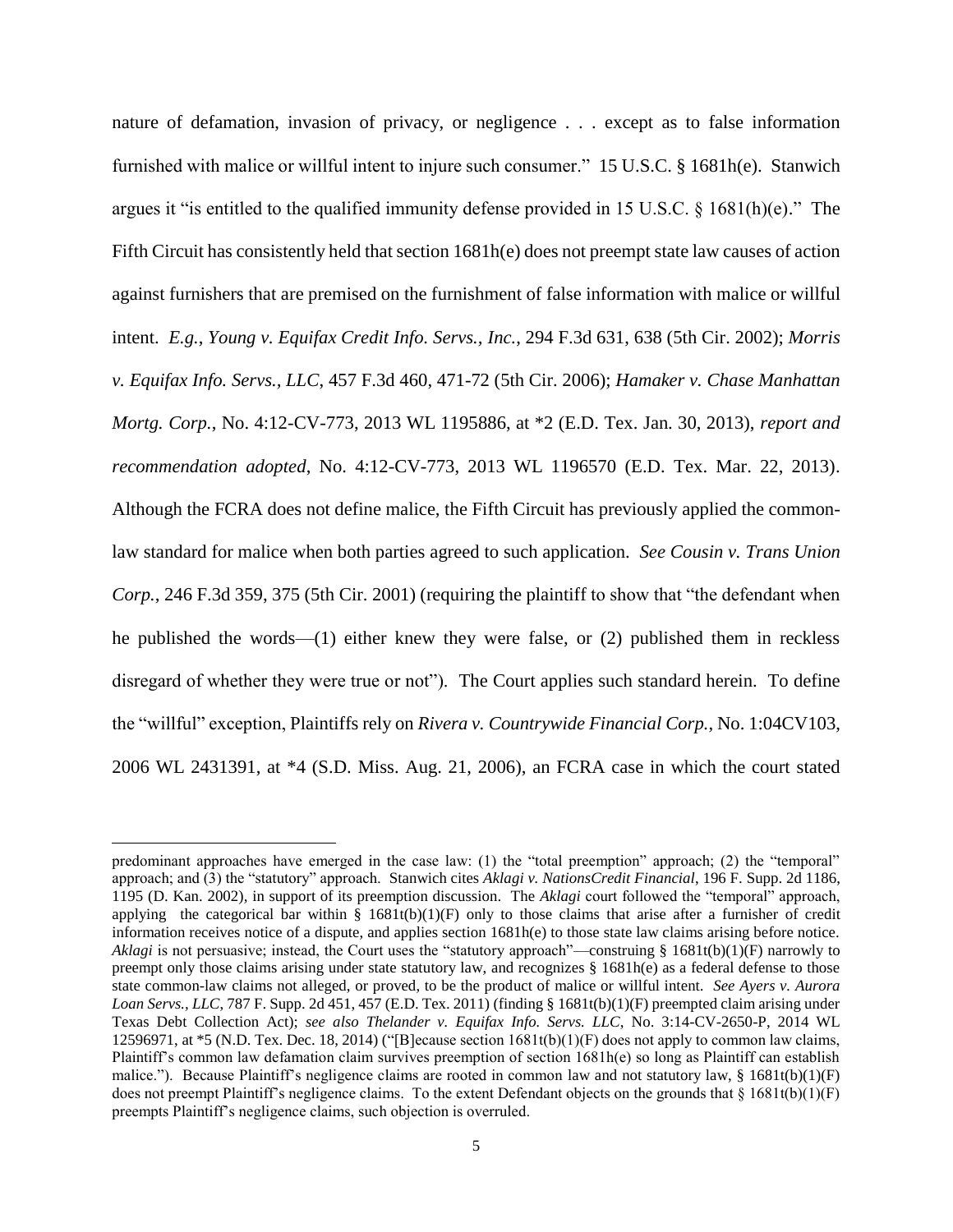nature of defamation, invasion of privacy, or negligence . . . except as to false information furnished with malice or willful intent to injure such consumer." 15 U.S.C. § 1681h(e). Stanwich argues it "is entitled to the qualified immunity defense provided in 15 U.S.C. § 1681(h)(e)." The Fifth Circuit has consistently held that section 1681h(e) does not preempt state law causes of action against furnishers that are premised on the furnishment of false information with malice or willful intent. *E.g.*, *Young v. Equifax Credit Info. Servs., Inc.*, 294 F.3d 631, 638 (5th Cir. 2002); *Morris v. Equifax Info. Servs., LLC*, 457 F.3d 460, 471-72 (5th Cir. 2006); *Hamaker v. Chase Manhattan Mortg. Corp.*, No. 4:12-CV-773, 2013 WL 1195886, at *2 (E.D. Tex. Jan. 30, 2013), *report and recommendation adopted*, No. 4:12-CV-773, 2013 WL 1196570 (E.D. Tex. Mar. 22, 2013). Although the FCRA does not define malice, the Fifth Circuit has previously applied the common-law standard for malice when both parties agreed to such application. *See Cousin v. Trans Union Corp.*, 246 F.3d 359, 375 (5th Cir. 2001) (requiring the plaintiff to show that "the defendant when he published the words—(1) either knew they were false, or (2) published them in reckless disregard of whether they were true or not"). The Court applies such standard herein. To define the "willful" exception, Plaintiffs rely on *Rivera v. Countrywide Financial Corp.*, No. 1:04CV103, 2006 WL 2431391, at *4 (S.D. Miss. Aug. 21, 2006), an FCRA case in which the court stated

---

predominant approaches have emerged in the case law: (1) the "total preemption" approach; (2) the "temporal" approach; and (3) the "statutory" approach. Stanwich cites *Aklagi v. NationsCredit Financial*, 196 F. Supp. 2d 1186, 1195 (D. Kan. 2002), in support of its preemption discussion. The *Aklagi* court followed the "temporal" approach, applying the categorical bar within § 1681t(b)(1)(F) only to those claims that arise after a furnisher of credit information receives notice of a dispute, and applies section 1681h(e) to those state law claims arising before notice. *Aklagi* is not persuasive; instead, the Court uses the "statutory approach"—construing § 1681t(b)(1)(F) narrowly to preempt only those claims arising under state statutory law, and recognizes § 1681h(e) as a federal defense to those state common-law claims not alleged, or proved, to be the product of malice or willful intent. *See Ayers v. Aurora Loan Servs., LLC*, 787 F. Supp. 2d 451, 457 (E.D. Tex. 2011) (finding § 1681t(b)(1)(F) preempted claim arising under Texas Debt Collection Act); *see also Thelander v. Equifax Info. Servs. LLC*, No. 3:14-CV-2650-P, 2014 WL 12596971, at *5 (N.D. Tex. Dec. 18, 2014) ("[B]ecause section 1681t(b)(1)(F) does not apply to common law claims, Plaintiff's common law defamation claim survives preemption of section 1681h(e) so long as Plaintiff can establish malice."). Because Plaintiff's negligence claims are rooted in common law and not statutory law, § 1681t(b)(1)(F) does not preempt Plaintiff's negligence claims. To the extent Defendant objects on the grounds that § 1681t(b)(1)(F) preempts Plaintiff's negligence claims, such objection is overruled.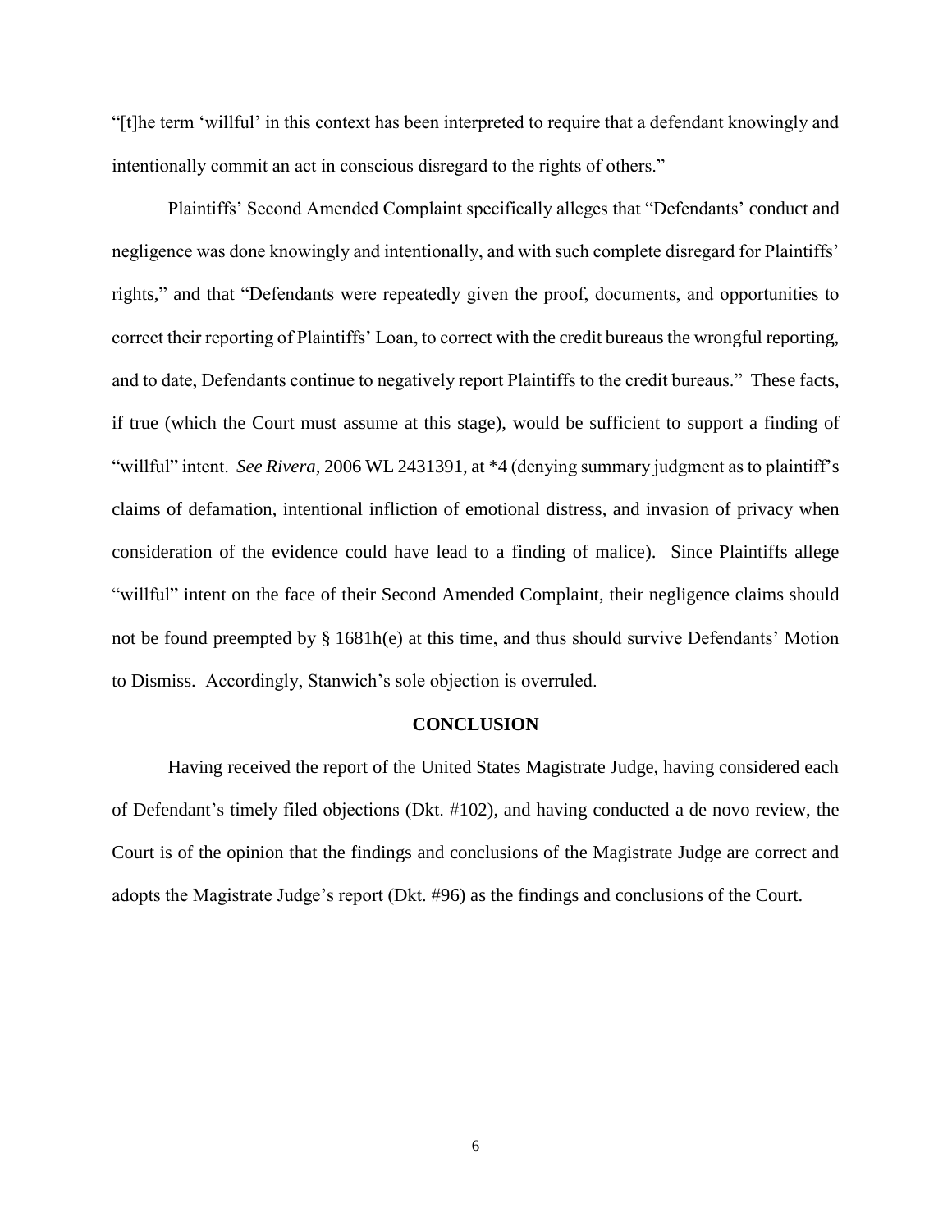"[t]he term 'willful' in this context has been interpreted to require that a defendant knowingly and intentionally commit an act in conscious disregard to the rights of others."

Plaintiffs' Second Amended Complaint specifically alleges that "Defendants' conduct and negligence was done knowingly and intentionally, and with such complete disregard for Plaintiffs' rights," and that "Defendants were repeatedly given the proof, documents, and opportunities to correct their reporting of Plaintiffs' Loan, to correct with the credit bureaus the wrongful reporting, and to date, Defendants continue to negatively report Plaintiffs to the credit bureaus." These facts, if true (which the Court must assume at this stage), would be sufficient to support a finding of "willful" intent. *See Rivera*, 2006 WL 2431391, at *4 (denying summary judgment as to plaintiff's claims of defamation, intentional infliction of emotional distress, and invasion of privacy when consideration of the evidence could have lead to a finding of malice). Since Plaintiffs allege "willful" intent on the face of their Second Amended Complaint, their negligence claims should not be found preempted by § 1681h(e) at this time, and thus should survive Defendants' Motion to Dismiss. Accordingly, Stanwich's sole objection is overruled.

## CONCLUSION

Having received the report of the United States Magistrate Judge, having considered each of Defendant's timely filed objections (Dkt. #102), and having conducted a de novo review, the Court is of the opinion that the findings and conclusions of the Magistrate Judge are correct and adopts the Magistrate Judge's report (Dkt. #96) as the findings and conclusions of the Court.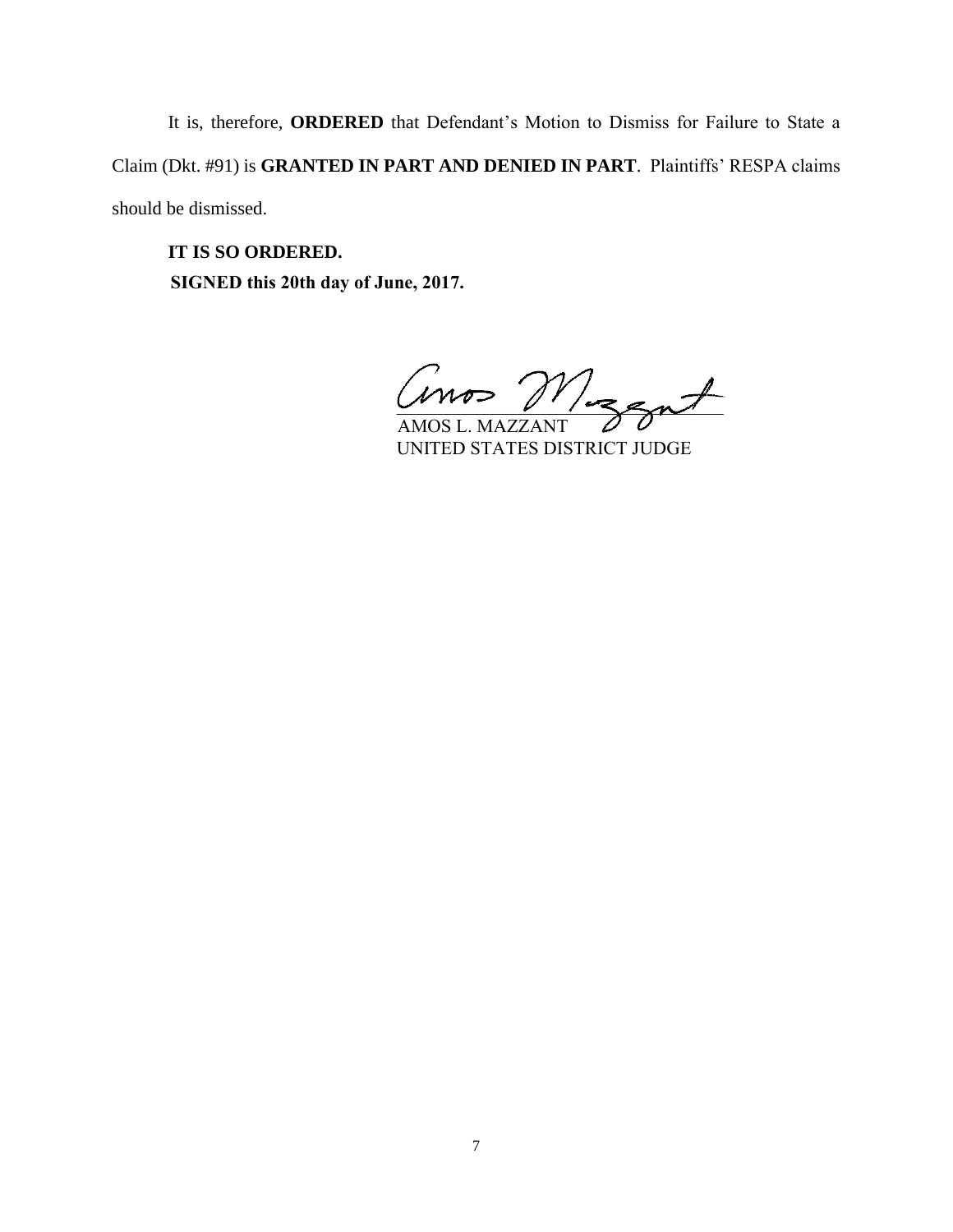It is, therefore, **ORDERED** that Defendant's Motion to Dismiss for Failure to State a Claim (Dkt. #91) is **GRANTED IN PART AND DENIED IN PART**. Plaintiffs' RESPA claims should be dismissed.

**IT IS SO ORDERED.**

**SIGNED this 20th day of June, 2017.**

AMOS L. MAZZANT
UNITED STATES DISTRICT JUDGE